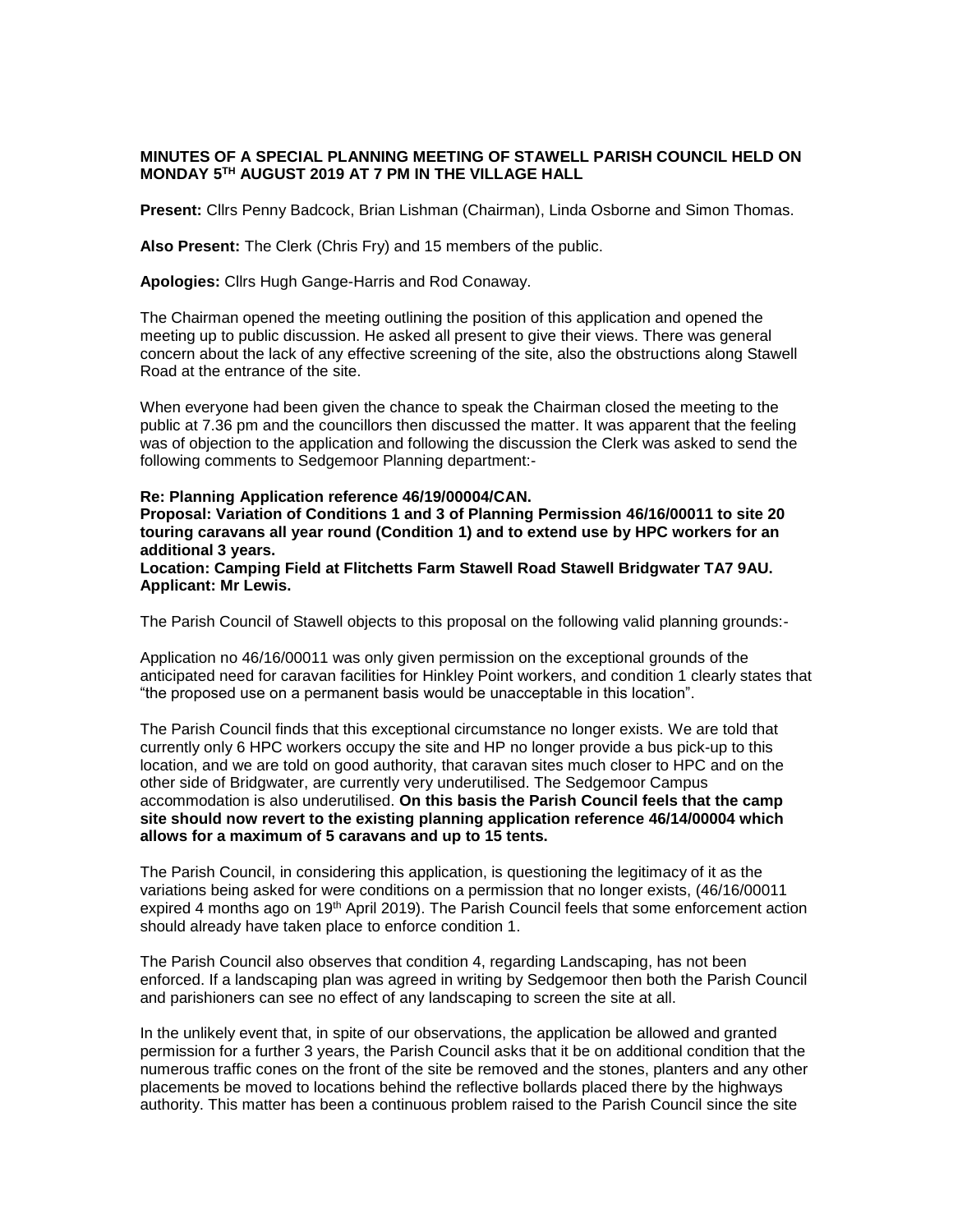**MINUTES OF A SPECIAL PLANNING MEETING OF STAWELL PARISH COUNCIL HELD ON MONDAY 5TH AUGUST 2019 AT 7 PM IN THE VILLAGE HALL**

**Present:** Cllrs Penny Badcock, Brian Lishman (Chairman), Linda Osborne and Simon Thomas.

**Also Present:** The Clerk (Chris Fry) and 15 members of the public.

**Apologies:** Cllrs Hugh Gange-Harris and Rod Conaway.

The Chairman opened the meeting outlining the position of this application and opened the meeting up to public discussion. He asked all present to give their views. There was general concern about the lack of any effective screening of the site, also the obstructions along Stawell Road at the entrance of the site.

When everyone had been given the chance to speak the Chairman closed the meeting to the public at 7.36 pm and the councillors then discussed the matter. It was apparent that the feeling was of objection to the application and following the discussion the Clerk was asked to send the following comments to Sedgemoor Planning department:-

**Re: Planning Application reference 46/19/00004/CAN.**
**Proposal: Variation of Conditions 1 and 3 of Planning Permission 46/16/00011 to site 20 touring caravans all year round (Condition 1) and to extend use by HPC workers for an additional 3 years.**
**Location: Camping Field at Flitchetts Farm Stawell Road Stawell Bridgwater TA7 9AU.**
**Applicant: Mr Lewis.**

The Parish Council of Stawell objects to this proposal on the following valid planning grounds:-

Application no 46/16/00011 was only given permission on the exceptional grounds of the anticipated need for caravan facilities for Hinkley Point workers, and condition 1 clearly states that "the proposed use on a permanent basis would be unacceptable in this location".

The Parish Council finds that this exceptional circumstance no longer exists. We are told that currently only 6 HPC workers occupy the site and HP no longer provide a bus pick-up to this location, and we are told on good authority, that caravan sites much closer to HPC and on the other side of Bridgwater, are currently very underutilised. The Sedgemoor Campus accommodation is also underutilised. **On this basis the Parish Council feels that the camp site should now revert to the existing planning application reference 46/14/00004 which allows for a maximum of 5 caravans and up to 15 tents.**

The Parish Council, in considering this application, is questioning the legitimacy of it as the variations being asked for were conditions on a permission that no longer exists, (46/16/00011 expired 4 months ago on 19th April 2019). The Parish Council feels that some enforcement action should already have taken place to enforce condition 1.

The Parish Council also observes that condition 4, regarding Landscaping, has not been enforced. If a landscaping plan was agreed in writing by Sedgemoor then both the Parish Council and parishioners can see no effect of any landscaping to screen the site at all.

In the unlikely event that, in spite of our observations, the application be allowed and granted permission for a further 3 years, the Parish Council asks that it be on additional condition that the numerous traffic cones on the front of the site be removed and the stones, planters and any other placements be moved to locations behind the reflective bollards placed there by the highways authority. This matter has been a continuous problem raised to the Parish Council since the site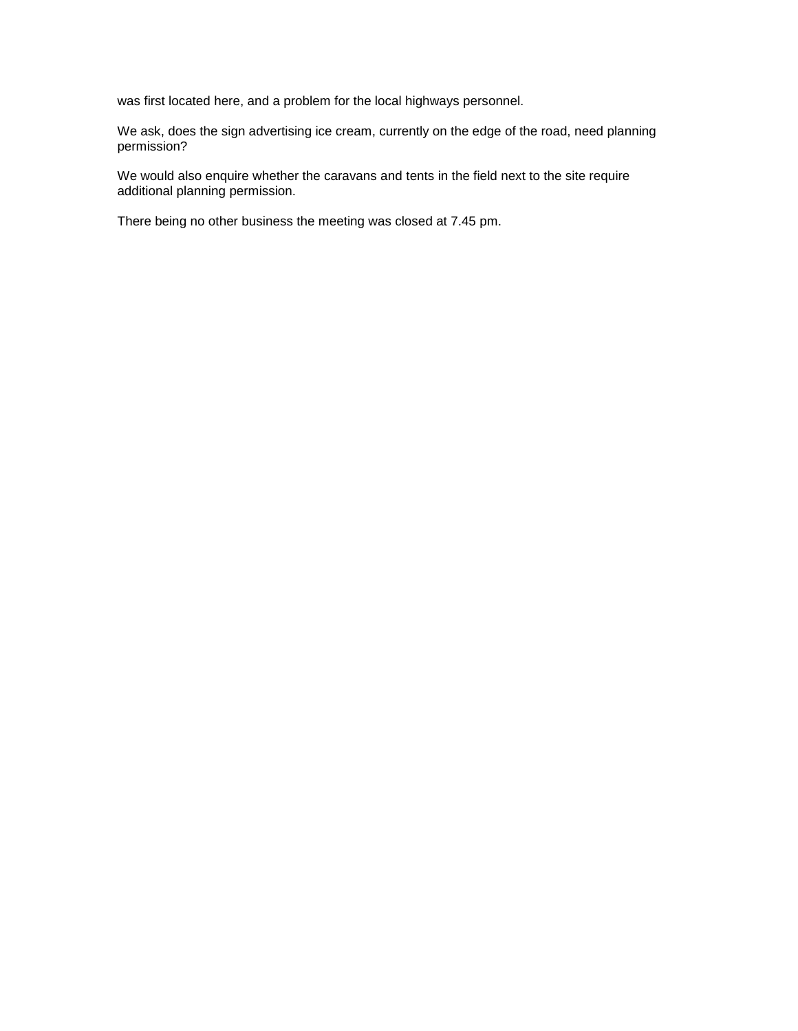was first located here, and a problem for the local highways personnel.

We ask, does the sign advertising ice cream, currently on the edge of the road, need planning permission?

We would also enquire whether the caravans and tents in the field next to the site require additional planning permission.

There being no other business the meeting was closed at 7.45 pm.